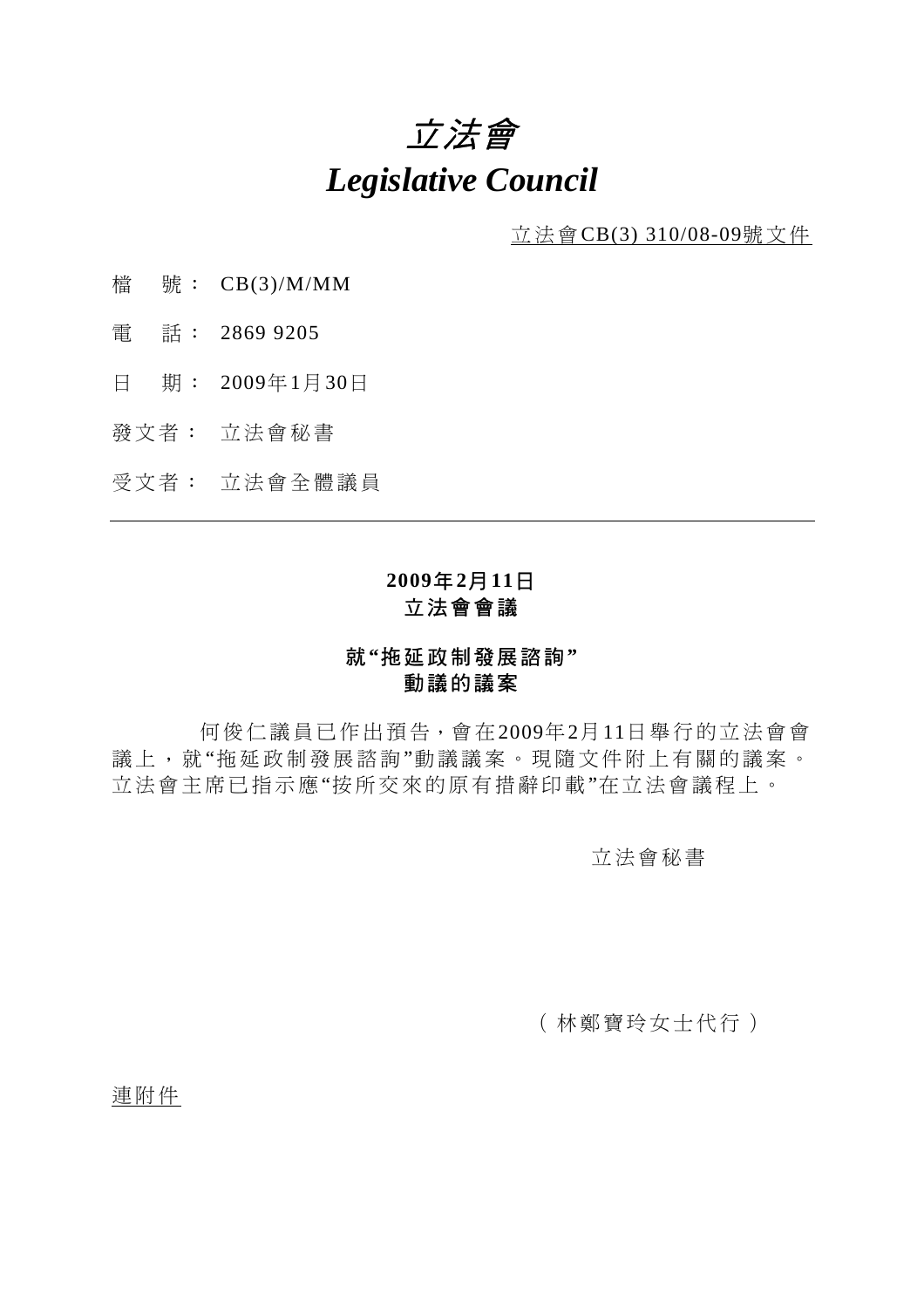# *立法會*
# *Legislative Council*

立法會CB(3) 310/08-09號文件

檔　號： CB(3)/M/MM

電　話： 2869 9205

日　期： 2009年1月30日

發文者： 立法會秘書

受文者： 立法會全體議員

---

**2009年2月11日**
**立法會會議**

**就"拖延政制發展諮詢"**
**動議的議案**

何俊仁議員已作出預告，會在2009年2月11日舉行的立法會會議上，就"拖延政制發展諮詢"動議議案。現隨文件附上有關的議案。立法會主席已指示應"按所交來的原有措辭印載"在立法會議程上。

立法會秘書

（林鄭寶玲女士代行）

連附件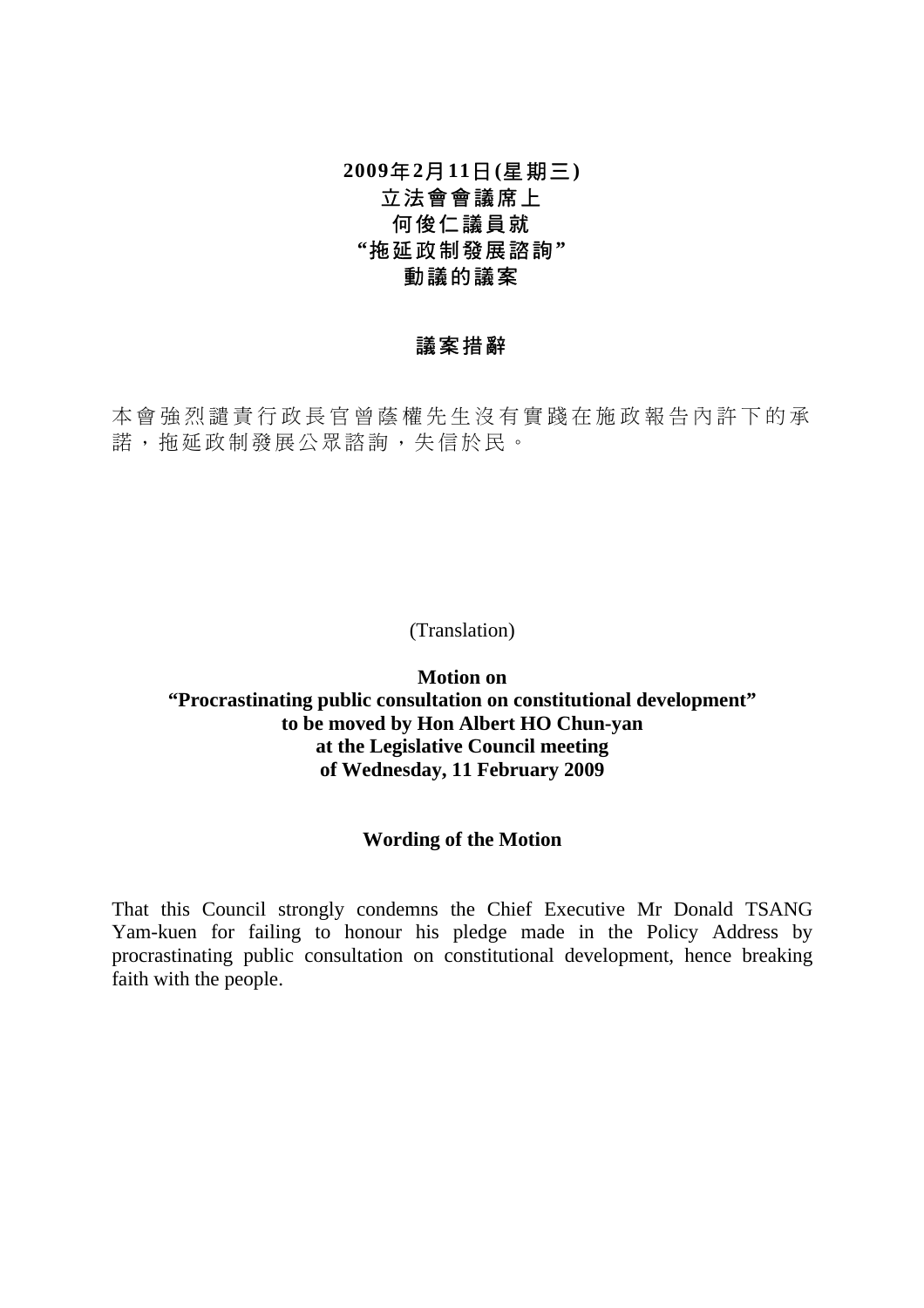**2009年2月11日(星期三)**
**立法會會議席上**
**何俊仁議員就**
**"拖延政制發展諮詢"**
**動議的議案**

**議案措辭**

本會強烈譴責行政長官曾蔭權先生沒有實踐在施政報告內許下的承諾，拖延政制發展公眾諮詢，失信於民。

(Translation)

**Motion on**
**"Procrastinating public consultation on constitutional development"**
**to be moved by Hon Albert HO Chun-yan**
**at the Legislative Council meeting**
**of Wednesday, 11 February 2009**

**Wording of the Motion**

That this Council strongly condemns the Chief Executive Mr Donald TSANG Yam-kuen for failing to honour his pledge made in the Policy Address by procrastinating public consultation on constitutional development, hence breaking faith with the people.